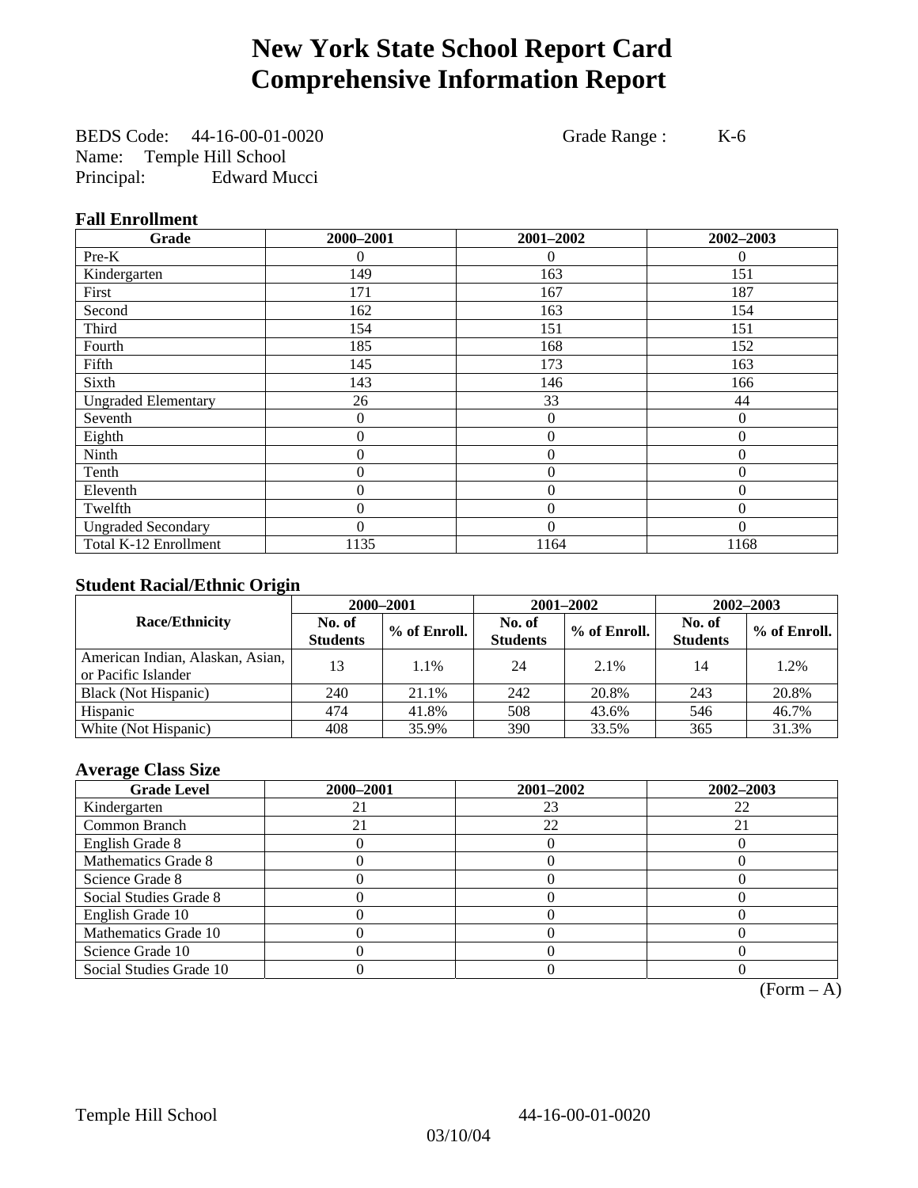# New York State School Report Card
# Comprehensive Information Report

BEDS Code: 44-16-00-01-0020 Grade Range : K-6
Name: Temple Hill School
Principal: Edward Mucci

### Fall Enrollment

| Grade | 2000–2001 | 2001–2002 | 2002–2003 |
|---|---|---|---|
| Pre-K | 0 | 0 | 0 |
| Kindergarten | 149 | 163 | 151 |
| First | 171 | 167 | 187 |
| Second | 162 | 163 | 154 |
| Third | 154 | 151 | 151 |
| Fourth | 185 | 168 | 152 |
| Fifth | 145 | 173 | 163 |
| Sixth | 143 | 146 | 166 |
| Ungraded Elementary | 26 | 33 | 44 |
| Seventh | 0 | 0 | 0 |
| Eighth | 0 | 0 | 0 |
| Ninth | 0 | 0 | 0 |
| Tenth | 0 | 0 | 0 |
| Eleventh | 0 | 0 | 0 |
| Twelfth | 0 | 0 | 0 |
| Ungraded Secondary | 0 | 0 | 0 |
| Total K-12 Enrollment | 1135 | 1164 | 1168 |

### Student Racial/Ethnic Origin

| Race/Ethnicity | 2000–2001 | | 2001–2002 | | 2002–2003 | |
|---|---|---|---|---|---|---|
| | No. of Students | % of Enroll. | No. of Students | % of Enroll. | No. of Students | % of Enroll. |
| American Indian, Alaskan, Asian, or Pacific Islander | 13 | 1.1% | 24 | 2.1% | 14 | 1.2% |
| Black (Not Hispanic) | 240 | 21.1% | 242 | 20.8% | 243 | 20.8% |
| Hispanic | 474 | 41.8% | 508 | 43.6% | 546 | 46.7% |
| White (Not Hispanic) | 408 | 35.9% | 390 | 33.5% | 365 | 31.3% |

### Average Class Size

| Grade Level | 2000–2001 | 2001–2002 | 2002–2003 |
|---|---|---|---|
| Kindergarten | 21 | 23 | 22 |
| Common Branch | 21 | 22 | 21 |
| English Grade 8 | 0 | 0 | 0 |
| Mathematics Grade 8 | 0 | 0 | 0 |
| Science Grade 8 | 0 | 0 | 0 |
| Social Studies Grade 8 | 0 | 0 | 0 |
| English Grade 10 | 0 | 0 | 0 |
| Mathematics Grade 10 | 0 | 0 | 0 |
| Science Grade 10 | 0 | 0 | 0 |
| Social Studies Grade 10 | 0 | 0 | 0 |

(Form – A)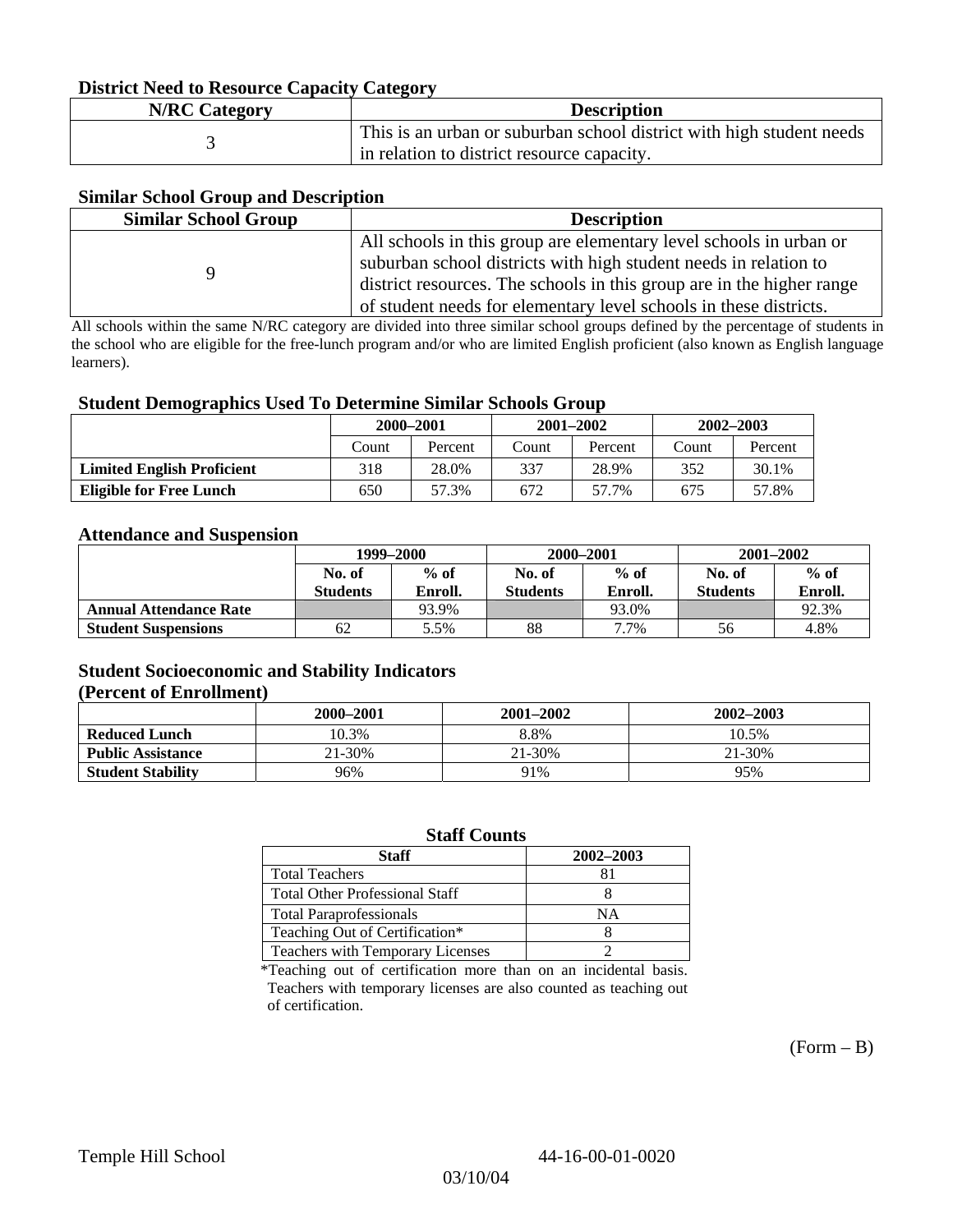### District Need to Resource Capacity Category

| N/RC Category | Description |
|---|---|
| 3 | This is an urban or suburban school district with high student needs in relation to district resource capacity. |

### Similar School Group and Description

| Similar School Group | Description |
|---|---|
| 9 | All schools in this group are elementary level schools in urban or suburban school districts with high student needs in relation to district resources. The schools in this group are in the higher range of student needs for elementary level schools in these districts. |

All schools within the same N/RC category are divided into three similar school groups defined by the percentage of students in the school who are eligible for the free-lunch program and/or who are limited English proficient (also known as English language learners).

### Student Demographics Used To Determine Similar Schools Group

| | 2000–2001 | | 2001–2002 | | 2002–2003 | |
|---|---|---|---|---|---|---|
| | Count | Percent | Count | Percent | Count | Percent |
| **Limited English Proficient** | 318 | 28.0% | 337 | 28.9% | 352 | 30.1% |
| **Eligible for Free Lunch** | 650 | 57.3% | 672 | 57.7% | 675 | 57.8% |

### Attendance and Suspension

| | 1999–2000 | | 2000–2001 | | 2001–2002 | |
|---|---|---|---|---|---|---|
| | No. of Students | % of Enroll. | No. of Students | % of Enroll. | No. of Students | % of Enroll. |
| **Annual Attendance Rate** | | 93.9% | | 93.0% | | 92.3% |
| **Student Suspensions** | 62 | 5.5% | 88 | 7.7% | 56 | 4.8% |

### Student Socioeconomic and Stability Indicators (Percent of Enrollment)

| | 2000–2001 | 2001–2002 | 2002–2003 |
|---|---|---|---|
| **Reduced Lunch** | 10.3% | 8.8% | 10.5% |
| **Public Assistance** | 21-30% | 21-30% | 21-30% |
| **Student Stability** | 96% | 91% | 95% |

### Staff Counts

| Staff | 2002–2003 |
|---|---|
| Total Teachers | 81 |
| Total Other Professional Staff | 8 |
| Total Paraprofessionals | NA |
| Teaching Out of Certification* | 8 |
| Teachers with Temporary Licenses | 2 |

*Teaching out of certification more than on an incidental basis. Teachers with temporary licenses are also counted as teaching out of certification.

(Form – B)

Temple Hill School 44-16-00-01-0020

03/10/04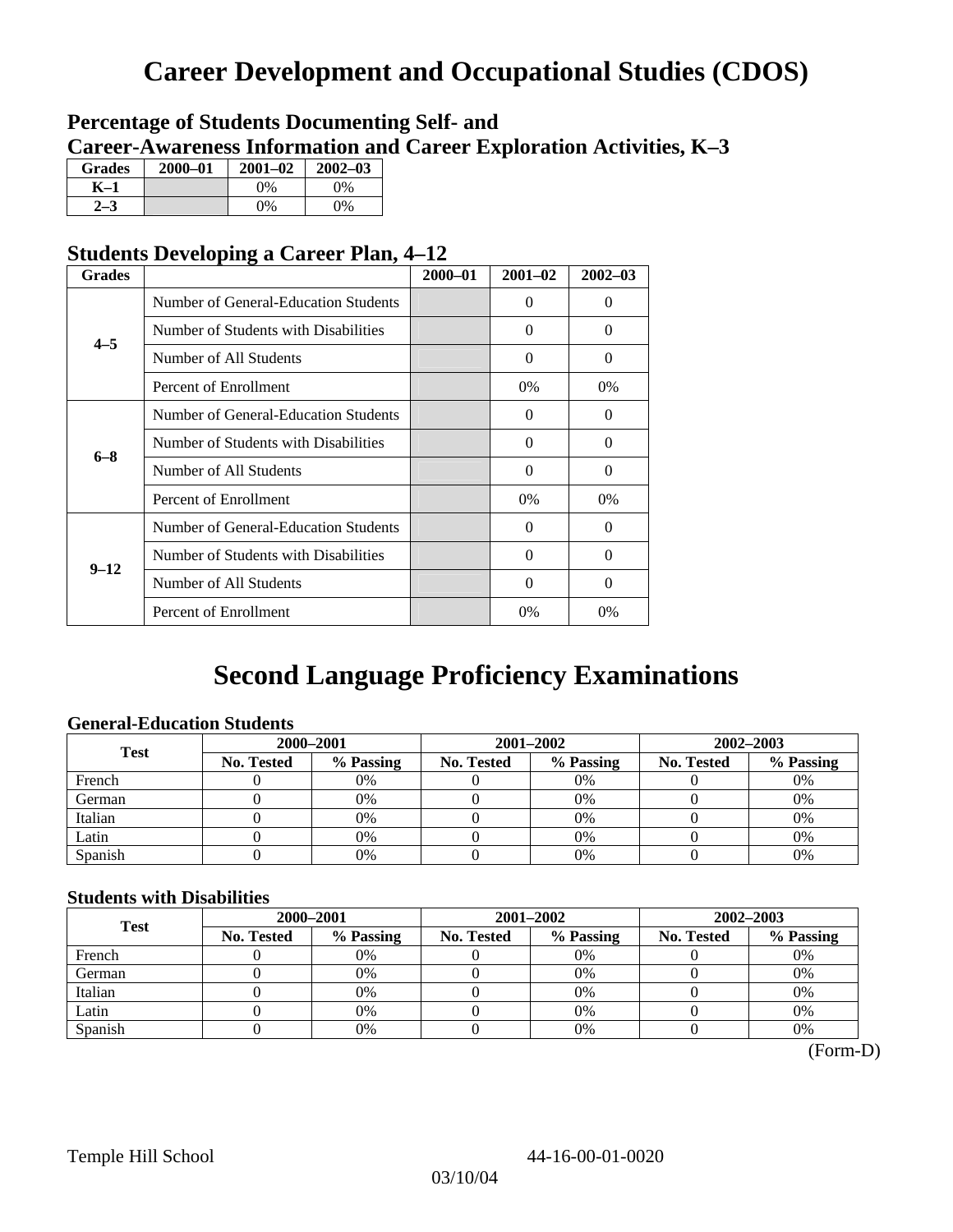# Career Development and Occupational Studies (CDOS)

## Percentage of Students Documenting Self- and Career-Awareness Information and Career Exploration Activities, K–3

| Grades | 2000–01 | 2001–02 | 2002–03 |
|---|---|---|---|
| K–1 | | 0% | 0% |
| 2–3 | | 0% | 0% |

## Students Developing a Career Plan, 4–12

| Grades | | 2000–01 | 2001–02 | 2002–03 |
|---|---|---|---|---|
| 4–5 | Number of General-Education Students | | 0 | 0 |
| | Number of Students with Disabilities | | 0 | 0 |
| | Number of All Students | | 0 | 0 |
| | Percent of Enrollment | | 0% | 0% |
| 6–8 | Number of General-Education Students | | 0 | 0 |
| | Number of Students with Disabilities | | 0 | 0 |
| | Number of All Students | | 0 | 0 |
| | Percent of Enrollment | | 0% | 0% |
| 9–12 | Number of General-Education Students | | 0 | 0 |
| | Number of Students with Disabilities | | 0 | 0 |
| | Number of All Students | | 0 | 0 |
| | Percent of Enrollment | | 0% | 0% |

# Second Language Proficiency Examinations

### General-Education Students

| Test | 2000–2001 | | 2001–2002 | | 2002–2003 | |
|---|---|---|---|---|---|---|
| | No. Tested | % Passing | No. Tested | % Passing | No. Tested | % Passing |
| French | 0 | 0% | 0 | 0% | 0 | 0% |
| German | 0 | 0% | 0 | 0% | 0 | 0% |
| Italian | 0 | 0% | 0 | 0% | 0 | 0% |
| Latin | 0 | 0% | 0 | 0% | 0 | 0% |
| Spanish | 0 | 0% | 0 | 0% | 0 | 0% |

### Students with Disabilities

| Test | 2000–2001 | | 2001–2002 | | 2002–2003 | |
|---|---|---|---|---|---|---|
| | No. Tested | % Passing | No. Tested | % Passing | No. Tested | % Passing |
| French | 0 | 0% | 0 | 0% | 0 | 0% |
| German | 0 | 0% | 0 | 0% | 0 | 0% |
| Italian | 0 | 0% | 0 | 0% | 0 | 0% |
| Latin | 0 | 0% | 0 | 0% | 0 | 0% |
| Spanish | 0 | 0% | 0 | 0% | 0 | 0% |

(Form-D)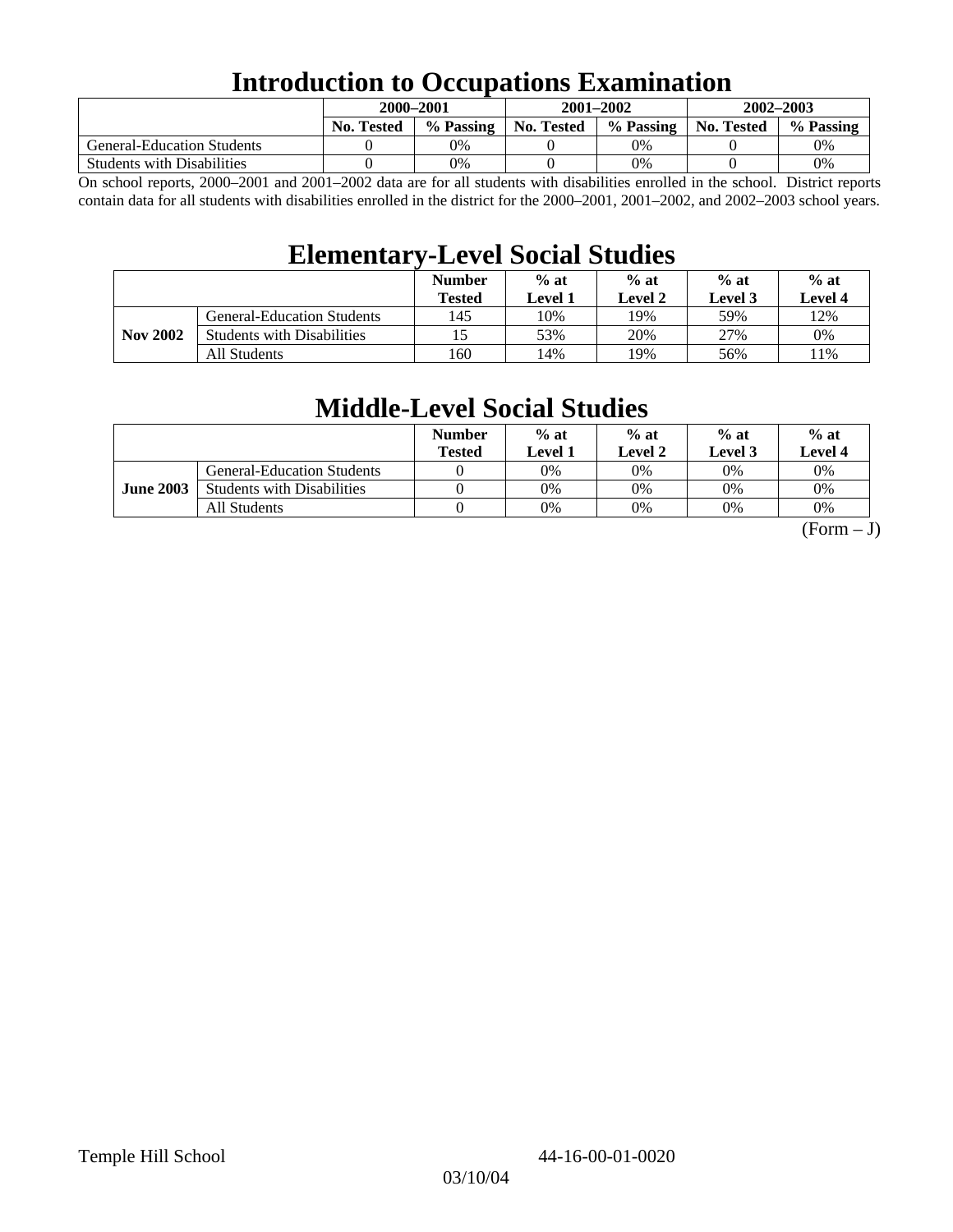# Introduction to Occupations Examination

| | 2000–2001 | | 2001–2002 | | 2002–2003 | |
|---|---|---|---|---|---|---|
| | No. Tested | % Passing | No. Tested | % Passing | No. Tested | % Passing |
| General-Education Students | 0 | 0% | 0 | 0% | 0 | 0% |
| Students with Disabilities | 0 | 0% | 0 | 0% | 0 | 0% |

On school reports, 2000–2001 and 2001–2002 data are for all students with disabilities enrolled in the school. District reports contain data for all students with disabilities enrolled in the district for the 2000–2001, 2001–2002, and 2002–2003 school years.

# Elementary-Level Social Studies

| | | Number Tested | % at Level 1 | % at Level 2 | % at Level 3 | % at Level 4 |
|---|---|---|---|---|---|---|
| Nov 2002 | General-Education Students | 145 | 10% | 19% | 59% | 12% |
| | Students with Disabilities | 15 | 53% | 20% | 27% | 0% |
| | All Students | 160 | 14% | 19% | 56% | 11% |

# Middle-Level Social Studies

| | | Number Tested | % at Level 1 | % at Level 2 | % at Level 3 | % at Level 4 |
|---|---|---|---|---|---|---|
| June 2003 | General-Education Students | 0 | 0% | 0% | 0% | 0% |
| | Students with Disabilities | 0 | 0% | 0% | 0% | 0% |
| | All Students | 0 | 0% | 0% | 0% | 0% |

(Form – J)

Temple Hill School 44-16-00-01-0020

03/10/04